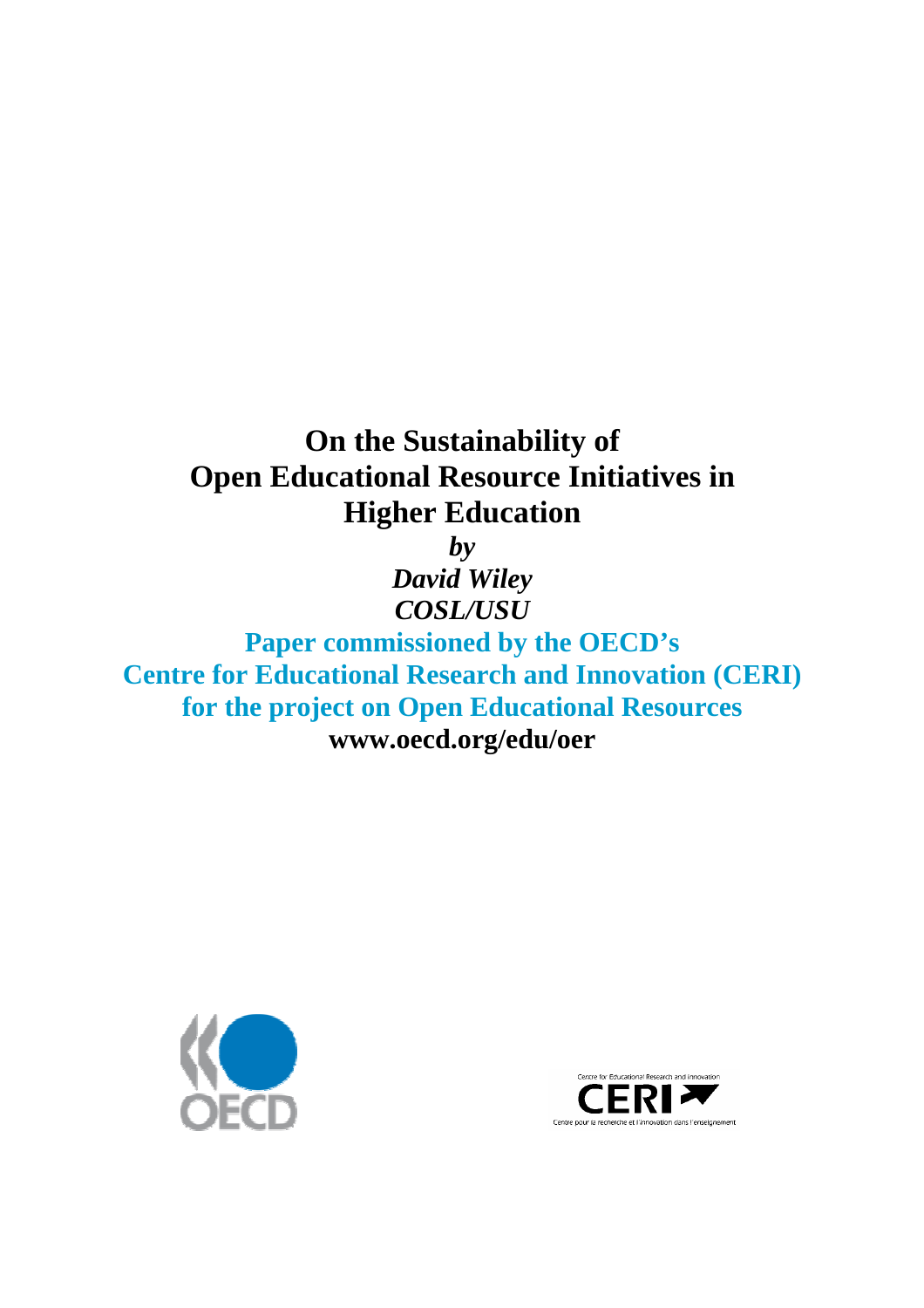# On the Sustainability of Open Educational Resource Initiatives in Higher Education

***by***

***David Wiley***

***COSL/USU***

**Paper commissioned by the OECD's Centre for Educational Research and Innovation (CERI) for the project on Open Educational Resources**

**www.oecd.org/edu/oer**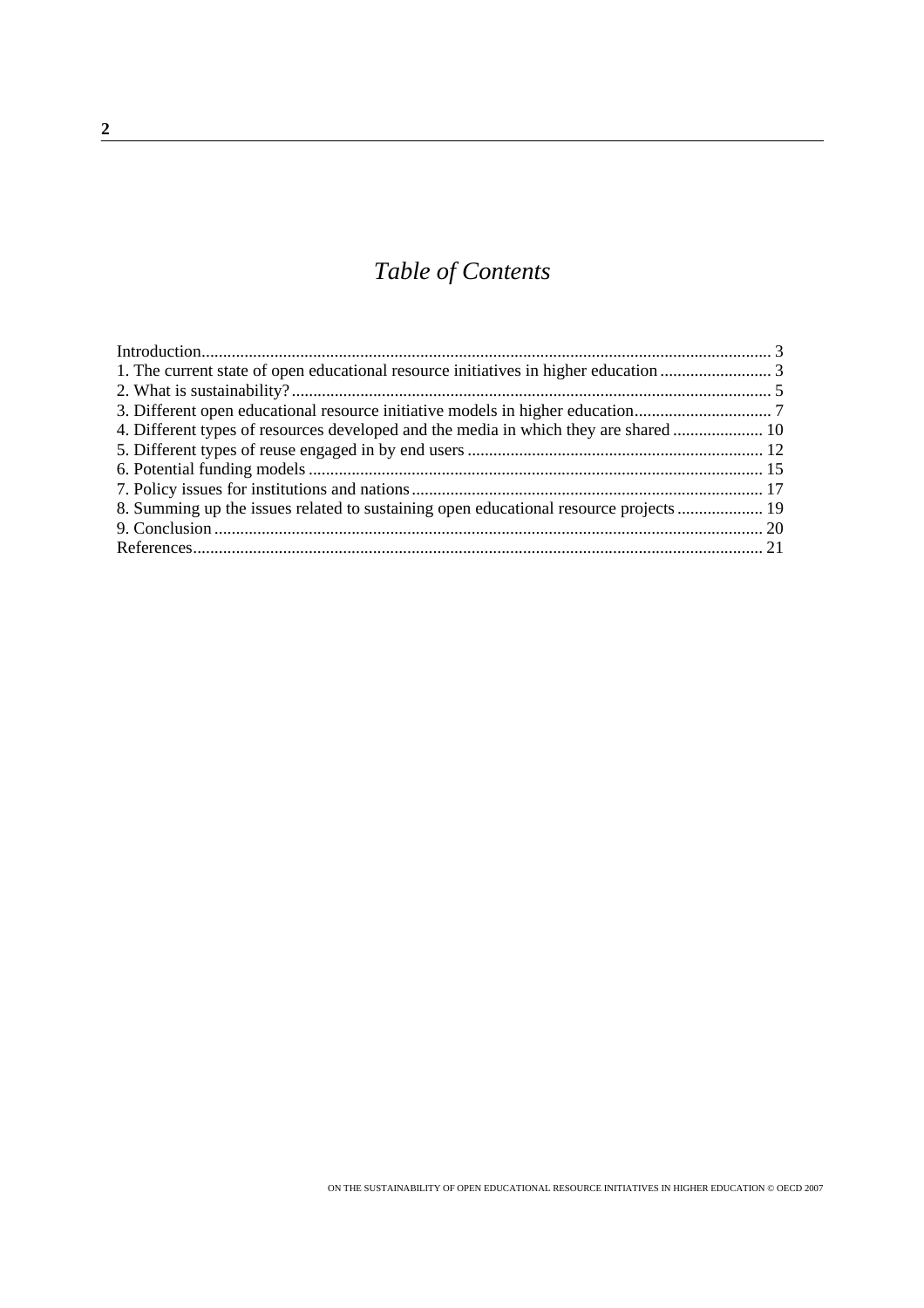# *Table of Contents*

Introduction.................................................................................................................................. 3
1. The current state of open educational resource initiatives in higher education.......................... 3
2. What is sustainability?.............................................................................................................. 5
3. Different open educational resource initiative models in higher education................................ 7
4. Different types of resources developed and the media in which they are shared..................... 10
5. Different types of reuse engaged in by end users.................................................................... 12
6. Potential funding models......................................................................................................... 15
7. Policy issues for institutions and nations.................................................................................. 17
8. Summing up the issues related to sustaining open educational resource projects.................... 19
9. Conclusion.............................................................................................................................. 20
References.................................................................................................................................. 21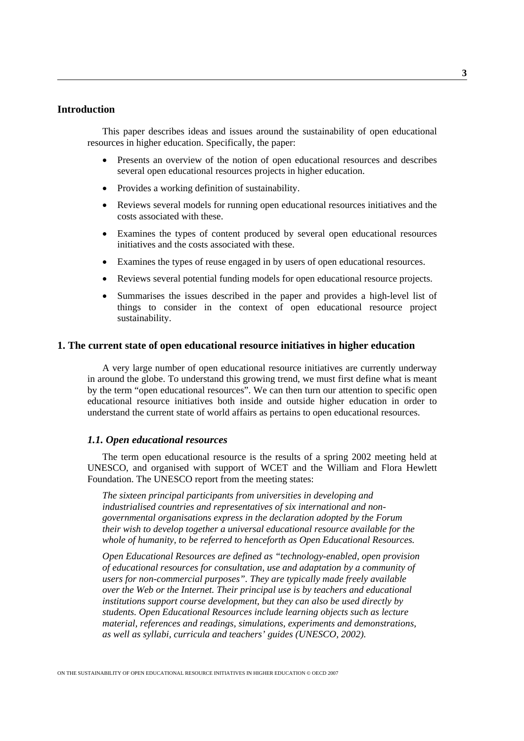## Introduction

This paper describes ideas and issues around the sustainability of open educational resources in higher education. Specifically, the paper:

- Presents an overview of the notion of open educational resources and describes several open educational resources projects in higher education.
- Provides a working definition of sustainability.
- Reviews several models for running open educational resources initiatives and the costs associated with these.
- Examines the types of content produced by several open educational resources initiatives and the costs associated with these.
- Examines the types of reuse engaged in by users of open educational resources.
- Reviews several potential funding models for open educational resource projects.
- Summarises the issues described in the paper and provides a high-level list of things to consider in the context of open educational resource project sustainability.

## 1. The current state of open educational resource initiatives in higher education

A very large number of open educational resource initiatives are currently underway in around the globe. To understand this growing trend, we must first define what is meant by the term "open educational resources". We can then turn our attention to specific open educational resource initiatives both inside and outside higher education in order to understand the current state of world affairs as pertains to open educational resources.

### *1.1. Open educational resources*

The term open educational resource is the results of a spring 2002 meeting held at UNESCO, and organised with support of WCET and the William and Flora Hewlett Foundation. The UNESCO report from the meeting states:

> *The sixteen principal participants from universities in developing and industrialised countries and representatives of six international and non-governmental organisations express in the declaration adopted by the Forum their wish to develop together a universal educational resource available for the whole of humanity, to be referred to henceforth as Open Educational Resources.*
>
> *Open Educational Resources are defined as "technology-enabled, open provision of educational resources for consultation, use and adaptation by a community of users for non-commercial purposes". They are typically made freely available over the Web or the Internet. Their principal use is by teachers and educational institutions support course development, but they can also be used directly by students. Open Educational Resources include learning objects such as lecture material, references and readings, simulations, experiments and demonstrations, as well as syllabi, curricula and teachers' guides (UNESCO, 2002).*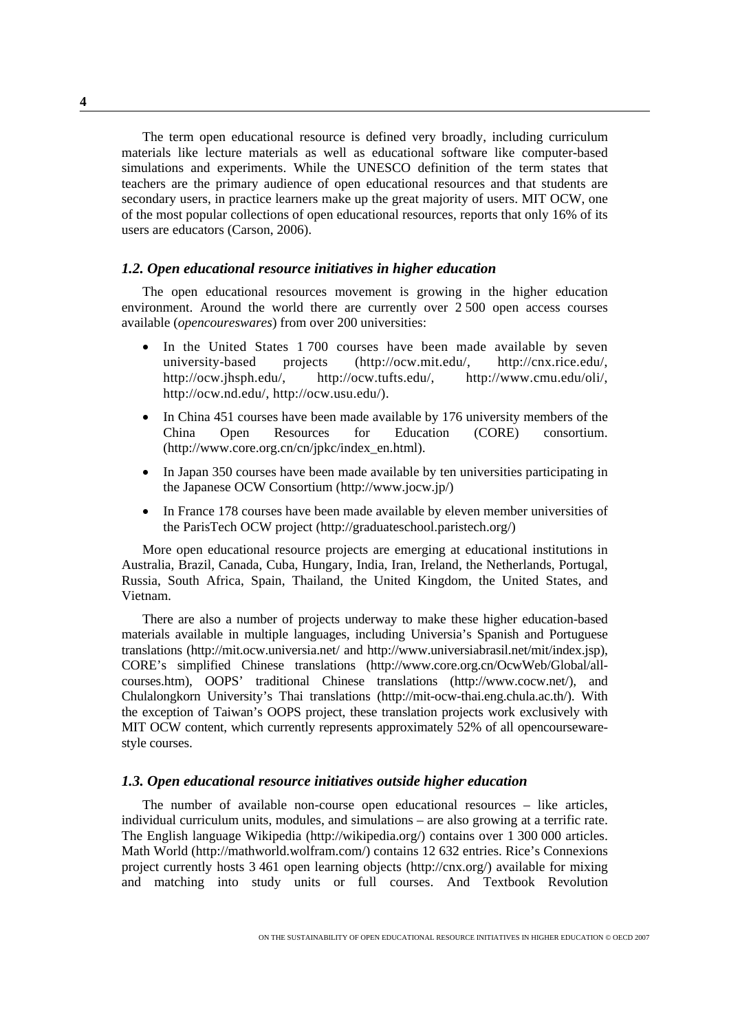The term open educational resource is defined very broadly, including curriculum materials like lecture materials as well as educational software like computer-based simulations and experiments. While the UNESCO definition of the term states that teachers are the primary audience of open educational resources and that students are secondary users, in practice learners make up the great majority of users. MIT OCW, one of the most popular collections of open educational resources, reports that only 16% of its users are educators (Carson, 2006).

### *1.2. Open educational resource initiatives in higher education*

The open educational resources movement is growing in the higher education environment. Around the world there are currently over 2 500 open access courses available (*opencoureswares*) from over 200 universities:

- In the United States 1 700 courses have been made available by seven university-based projects (http://ocw.mit.edu/, http://cnx.rice.edu/, http://ocw.jhsph.edu/, http://ocw.tufts.edu/, http://www.cmu.edu/oli/, http://ocw.nd.edu/, http://ocw.usu.edu/).
- In China 451 courses have been made available by 176 university members of the China Open Resources for Education (CORE) consortium. (http://www.core.org.cn/cn/jpkc/index_en.html).
- In Japan 350 courses have been made available by ten universities participating in the Japanese OCW Consortium (http://www.jocw.jp/)
- In France 178 courses have been made available by eleven member universities of the ParisTech OCW project (http://graduateschool.paristech.org/)

More open educational resource projects are emerging at educational institutions in Australia, Brazil, Canada, Cuba, Hungary, India, Iran, Ireland, the Netherlands, Portugal, Russia, South Africa, Spain, Thailand, the United Kingdom, the United States, and Vietnam.

There are also a number of projects underway to make these higher education-based materials available in multiple languages, including Universia's Spanish and Portuguese translations (http://mit.ocw.universia.net/ and http://www.universiabrasil.net/mit/index.jsp), CORE's simplified Chinese translations (http://www.core.org.cn/OcwWeb/Global/all-courses.htm), OOPS' traditional Chinese translations (http://www.cocw.net/), and Chulalongkorn University's Thai translations (http://mit-ocw-thai.eng.chula.ac.th/). With the exception of Taiwan's OOPS project, these translation projects work exclusively with MIT OCW content, which currently represents approximately 52% of all opencourseware-style courses.

### *1.3. Open educational resource initiatives outside higher education*

The number of available non-course open educational resources – like articles, individual curriculum units, modules, and simulations – are also growing at a terrific rate. The English language Wikipedia (http://wikipedia.org/) contains over 1 300 000 articles. Math World (http://mathworld.wolfram.com/) contains 12 632 entries. Rice's Connexions project currently hosts 3 461 open learning objects (http://cnx.org/) available for mixing and matching into study units or full courses. And Textbook Revolution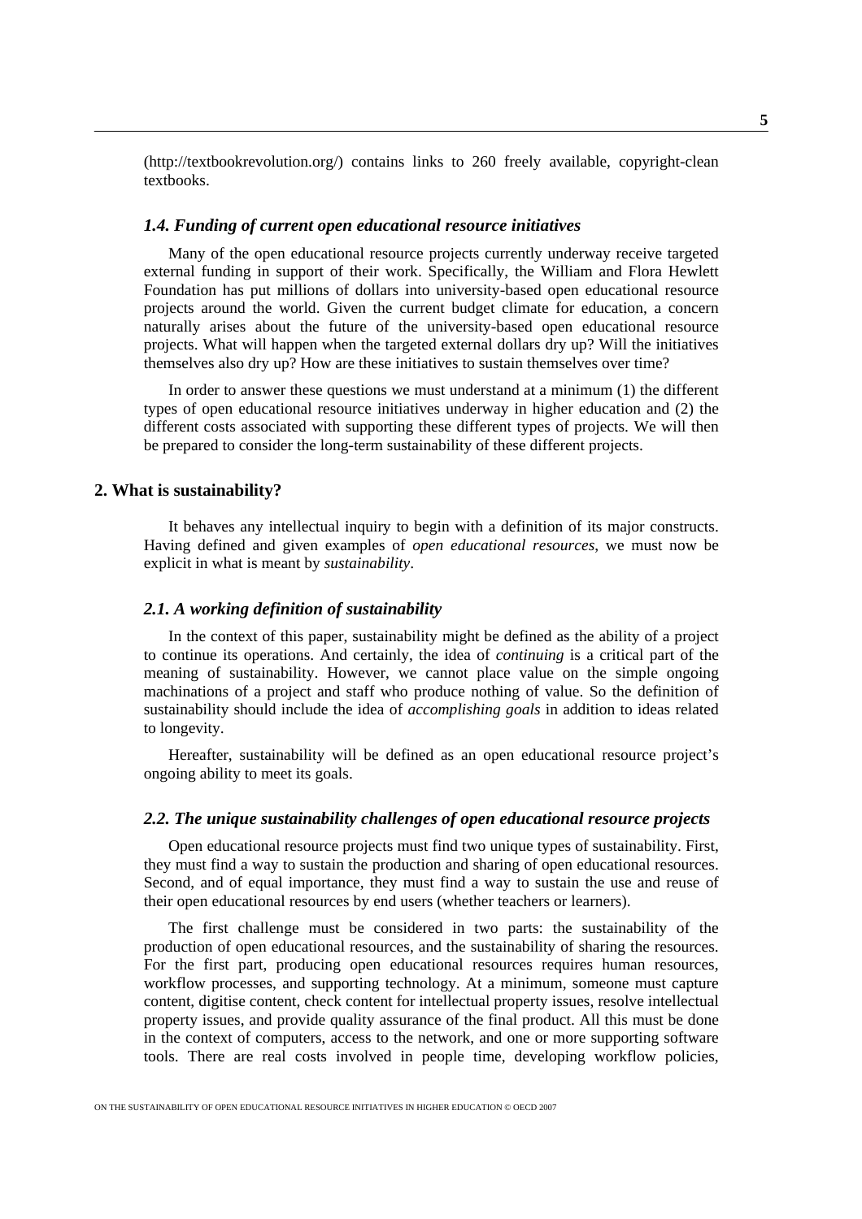(http://textbookrevolution.org/) contains links to 260 freely available, copyright-clean textbooks.

### *1.4. Funding of current open educational resource initiatives*

Many of the open educational resource projects currently underway receive targeted external funding in support of their work. Specifically, the William and Flora Hewlett Foundation has put millions of dollars into university-based open educational resource projects around the world. Given the current budget climate for education, a concern naturally arises about the future of the university-based open educational resource projects. What will happen when the targeted external dollars dry up? Will the initiatives themselves also dry up? How are these initiatives to sustain themselves over time?

In order to answer these questions we must understand at a minimum (1) the different types of open educational resource initiatives underway in higher education and (2) the different costs associated with supporting these different types of projects. We will then be prepared to consider the long-term sustainability of these different projects.

## 2. What is sustainability?

It behaves any intellectual inquiry to begin with a definition of its major constructs. Having defined and given examples of *open educational resources*, we must now be explicit in what is meant by *sustainability*.

### *2.1. A working definition of sustainability*

In the context of this paper, sustainability might be defined as the ability of a project to continue its operations. And certainly, the idea of *continuing* is a critical part of the meaning of sustainability. However, we cannot place value on the simple ongoing machinations of a project and staff who produce nothing of value. So the definition of sustainability should include the idea of *accomplishing goals* in addition to ideas related to longevity.

Hereafter, sustainability will be defined as an open educational resource project's ongoing ability to meet its goals.

### *2.2. The unique sustainability challenges of open educational resource projects*

Open educational resource projects must find two unique types of sustainability. First, they must find a way to sustain the production and sharing of open educational resources. Second, and of equal importance, they must find a way to sustain the use and reuse of their open educational resources by end users (whether teachers or learners).

The first challenge must be considered in two parts: the sustainability of the production of open educational resources, and the sustainability of sharing the resources. For the first part, producing open educational resources requires human resources, workflow processes, and supporting technology. At a minimum, someone must capture content, digitise content, check content for intellectual property issues, resolve intellectual property issues, and provide quality assurance of the final product. All this must be done in the context of computers, access to the network, and one or more supporting software tools. There are real costs involved in people time, developing workflow policies,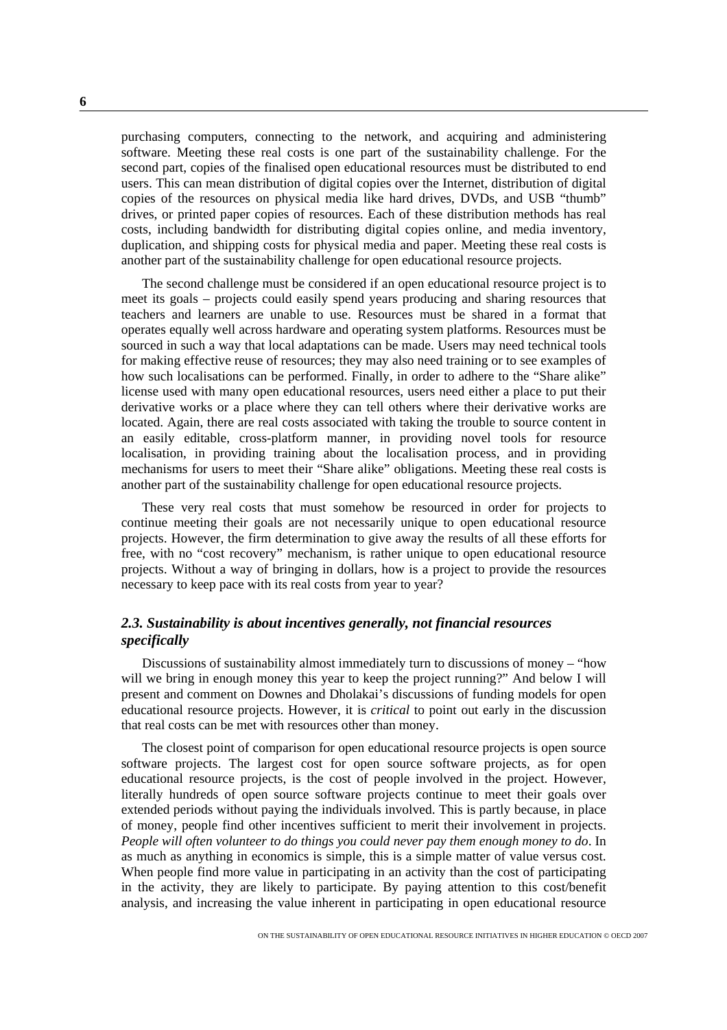purchasing computers, connecting to the network, and acquiring and administering software. Meeting these real costs is one part of the sustainability challenge. For the second part, copies of the finalised open educational resources must be distributed to end users. This can mean distribution of digital copies over the Internet, distribution of digital copies of the resources on physical media like hard drives, DVDs, and USB "thumb" drives, or printed paper copies of resources. Each of these distribution methods has real costs, including bandwidth for distributing digital copies online, and media inventory, duplication, and shipping costs for physical media and paper. Meeting these real costs is another part of the sustainability challenge for open educational resource projects.

The second challenge must be considered if an open educational resource project is to meet its goals – projects could easily spend years producing and sharing resources that teachers and learners are unable to use. Resources must be shared in a format that operates equally well across hardware and operating system platforms. Resources must be sourced in such a way that local adaptations can be made. Users may need technical tools for making effective reuse of resources; they may also need training or to see examples of how such localisations can be performed. Finally, in order to adhere to the "Share alike" license used with many open educational resources, users need either a place to put their derivative works or a place where they can tell others where their derivative works are located. Again, there are real costs associated with taking the trouble to source content in an easily editable, cross-platform manner, in providing novel tools for resource localisation, in providing training about the localisation process, and in providing mechanisms for users to meet their "Share alike" obligations. Meeting these real costs is another part of the sustainability challenge for open educational resource projects.

These very real costs that must somehow be resourced in order for projects to continue meeting their goals are not necessarily unique to open educational resource projects. However, the firm determination to give away the results of all these efforts for free, with no "cost recovery" mechanism, is rather unique to open educational resource projects. Without a way of bringing in dollars, how is a project to provide the resources necessary to keep pace with its real costs from year to year?

### *2.3. Sustainability is about incentives generally, not financial resources specifically*

Discussions of sustainability almost immediately turn to discussions of money – "how will we bring in enough money this year to keep the project running?" And below I will present and comment on Downes and Dholakai's discussions of funding models for open educational resource projects. However, it is *critical* to point out early in the discussion that real costs can be met with resources other than money.

The closest point of comparison for open educational resource projects is open source software projects. The largest cost for open source software projects, as for open educational resource projects, is the cost of people involved in the project. However, literally hundreds of open source software projects continue to meet their goals over extended periods without paying the individuals involved. This is partly because, in place of money, people find other incentives sufficient to merit their involvement in projects. *People will often volunteer to do things you could never pay them enough money to do*. In as much as anything in economics is simple, this is a simple matter of value versus cost. When people find more value in participating in an activity than the cost of participating in the activity, they are likely to participate. By paying attention to this cost/benefit analysis, and increasing the value inherent in participating in open educational resource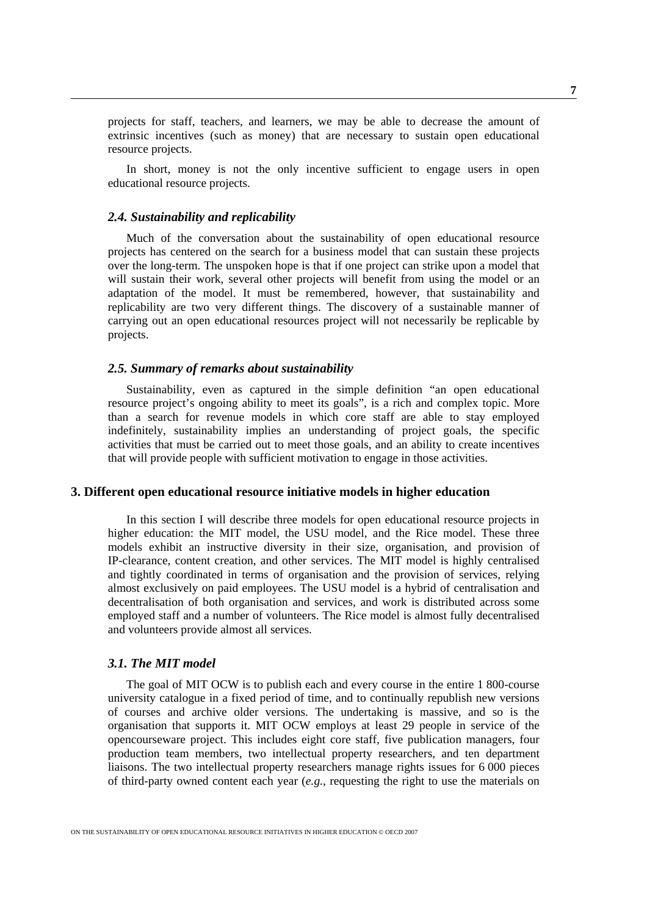projects for staff, teachers, and learners, we may be able to decrease the amount of extrinsic incentives (such as money) that are necessary to sustain open educational resource projects.

In short, money is not the only incentive sufficient to engage users in open educational resource projects.

### *2.4. Sustainability and replicability*

Much of the conversation about the sustainability of open educational resource projects has centered on the search for a business model that can sustain these projects over the long-term. The unspoken hope is that if one project can strike upon a model that will sustain their work, several other projects will benefit from using the model or an adaptation of the model. It must be remembered, however, that sustainability and replicability are two very different things. The discovery of a sustainable manner of carrying out an open educational resources project will not necessarily be replicable by projects.

### *2.5. Summary of remarks about sustainability*

Sustainability, even as captured in the simple definition "an open educational resource project's ongoing ability to meet its goals", is a rich and complex topic. More than a search for revenue models in which core staff are able to stay employed indefinitely, sustainability implies an understanding of project goals, the specific activities that must be carried out to meet those goals, and an ability to create incentives that will provide people with sufficient motivation to engage in those activities.

## 3. Different open educational resource initiative models in higher education

In this section I will describe three models for open educational resource projects in higher education: the MIT model, the USU model, and the Rice model. These three models exhibit an instructive diversity in their size, organisation, and provision of IP-clearance, content creation, and other services. The MIT model is highly centralised and tightly coordinated in terms of organisation and the provision of services, relying almost exclusively on paid employees. The USU model is a hybrid of centralisation and decentralisation of both organisation and services, and work is distributed across some employed staff and a number of volunteers. The Rice model is almost fully decentralised and volunteers provide almost all services.

### *3.1. The MIT model*

The goal of MIT OCW is to publish each and every course in the entire 1 800-course university catalogue in a fixed period of time, and to continually republish new versions of courses and archive older versions. The undertaking is massive, and so is the organisation that supports it. MIT OCW employs at least 29 people in service of the opencourseware project. This includes eight core staff, five publication managers, four production team members, two intellectual property researchers, and ten department liaisons. The two intellectual property researchers manage rights issues for 6 000 pieces of third-party owned content each year (*e.g.*, requesting the right to use the materials on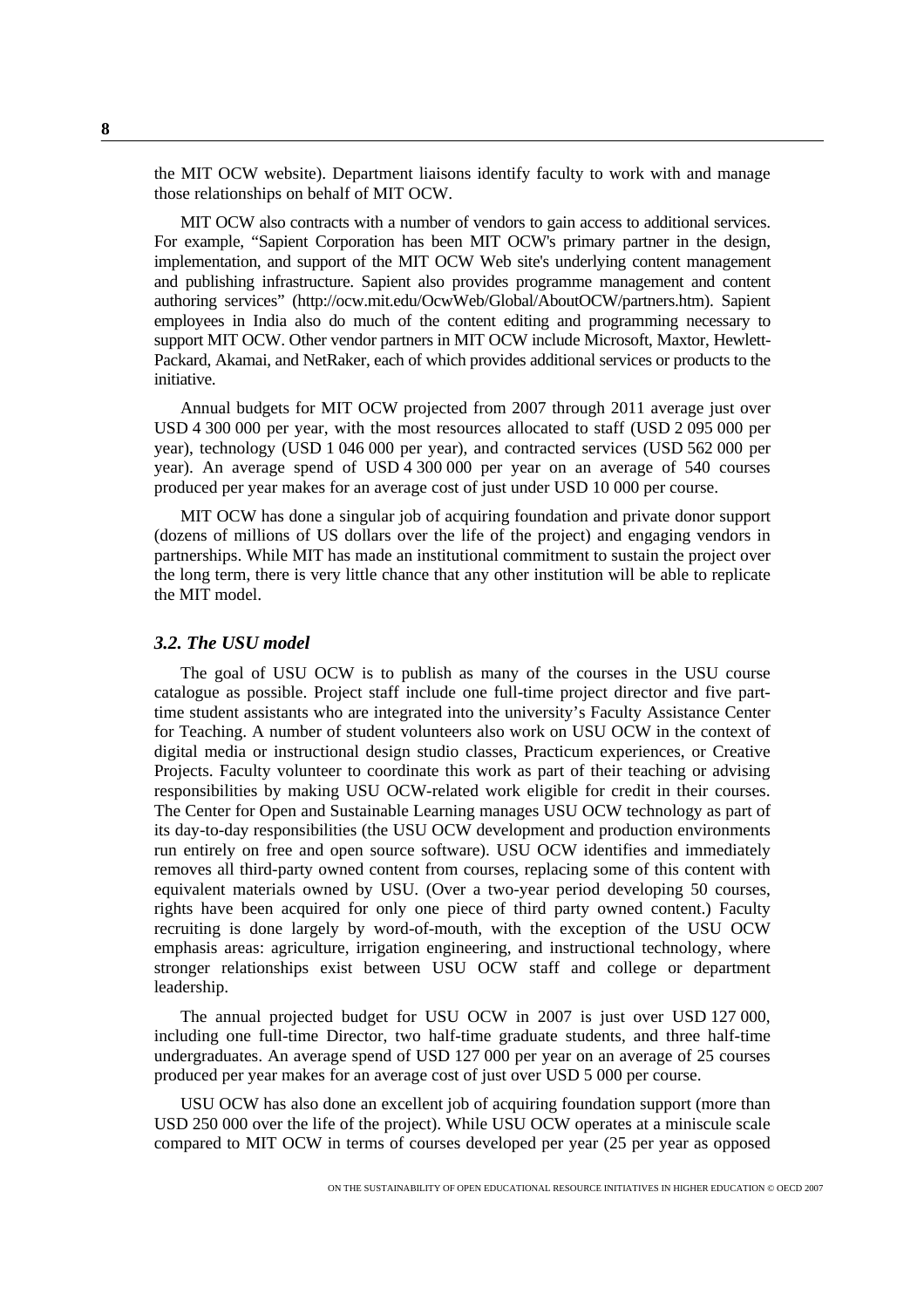the MIT OCW website). Department liaisons identify faculty to work with and manage those relationships on behalf of MIT OCW.

MIT OCW also contracts with a number of vendors to gain access to additional services. For example, "Sapient Corporation has been MIT OCW's primary partner in the design, implementation, and support of the MIT OCW Web site's underlying content management and publishing infrastructure. Sapient also provides programme management and content authoring services" (http://ocw.mit.edu/OcwWeb/Global/AboutOCW/partners.htm). Sapient employees in India also do much of the content editing and programming necessary to support MIT OCW. Other vendor partners in MIT OCW include Microsoft, Maxtor, Hewlett-Packard, Akamai, and NetRaker, each of which provides additional services or products to the initiative.

Annual budgets for MIT OCW projected from 2007 through 2011 average just over USD 4 300 000 per year, with the most resources allocated to staff (USD 2 095 000 per year), technology (USD 1 046 000 per year), and contracted services (USD 562 000 per year). An average spend of USD 4 300 000 per year on an average of 540 courses produced per year makes for an average cost of just under USD 10 000 per course.

MIT OCW has done a singular job of acquiring foundation and private donor support (dozens of millions of US dollars over the life of the project) and engaging vendors in partnerships. While MIT has made an institutional commitment to sustain the project over the long term, there is very little chance that any other institution will be able to replicate the MIT model.

### *3.2. The USU model*

The goal of USU OCW is to publish as many of the courses in the USU course catalogue as possible. Project staff include one full-time project director and five part-time student assistants who are integrated into the university's Faculty Assistance Center for Teaching. A number of student volunteers also work on USU OCW in the context of digital media or instructional design studio classes, Practicum experiences, or Creative Projects. Faculty volunteer to coordinate this work as part of their teaching or advising responsibilities by making USU OCW-related work eligible for credit in their courses. The Center for Open and Sustainable Learning manages USU OCW technology as part of its day-to-day responsibilities (the USU OCW development and production environments run entirely on free and open source software). USU OCW identifies and immediately removes all third-party owned content from courses, replacing some of this content with equivalent materials owned by USU. (Over a two-year period developing 50 courses, rights have been acquired for only one piece of third party owned content.) Faculty recruiting is done largely by word-of-mouth, with the exception of the USU OCW emphasis areas: agriculture, irrigation engineering, and instructional technology, where stronger relationships exist between USU OCW staff and college or department leadership.

The annual projected budget for USU OCW in 2007 is just over USD 127 000, including one full-time Director, two half-time graduate students, and three half-time undergraduates. An average spend of USD 127 000 per year on an average of 25 courses produced per year makes for an average cost of just over USD 5 000 per course.

USU OCW has also done an excellent job of acquiring foundation support (more than USD 250 000 over the life of the project). While USU OCW operates at a miniscule scale compared to MIT OCW in terms of courses developed per year (25 per year as opposed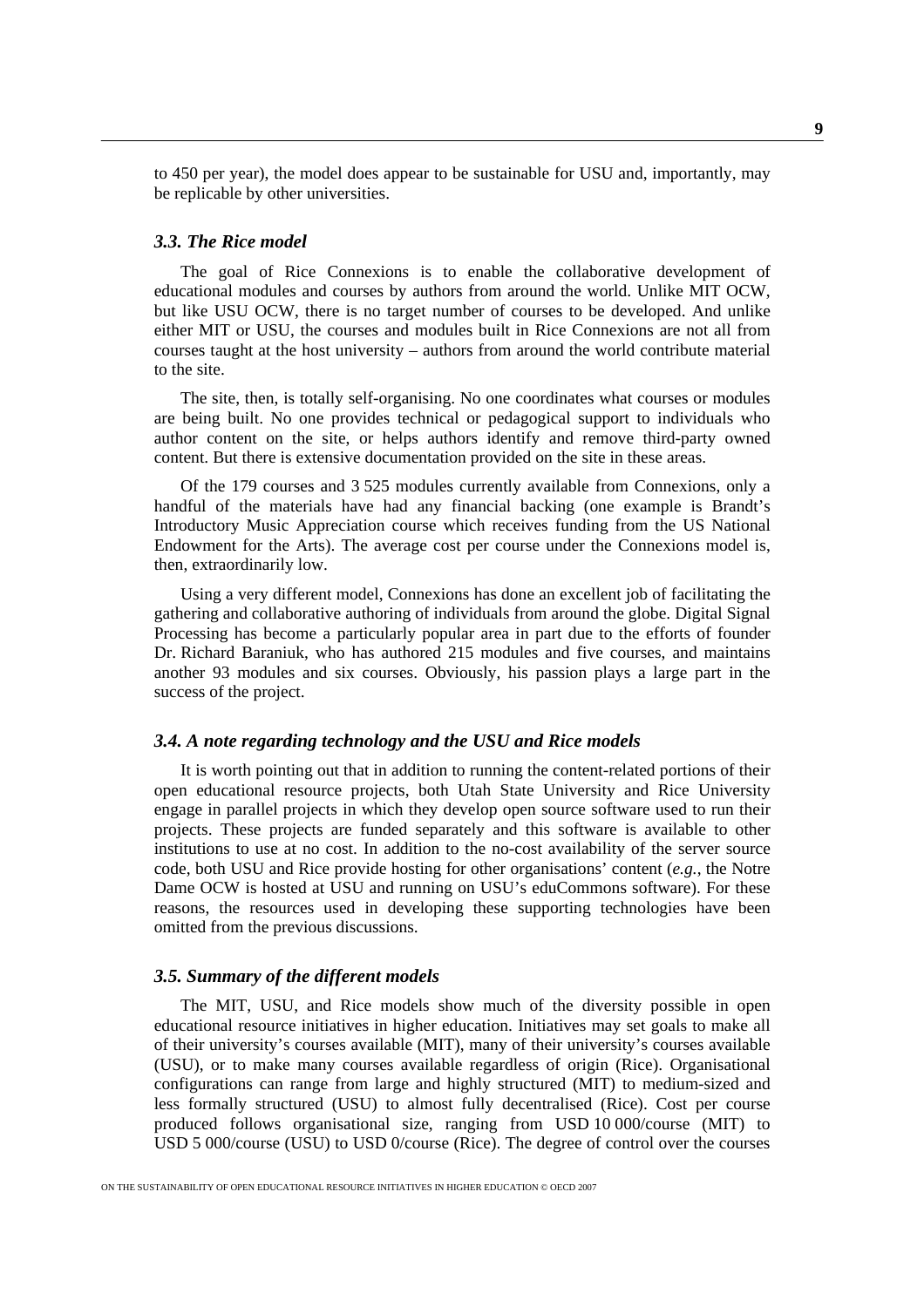to 450 per year), the model does appear to be sustainable for USU and, importantly, may be replicable by other universities.

### *3.3. The Rice model*

The goal of Rice Connexions is to enable the collaborative development of educational modules and courses by authors from around the world. Unlike MIT OCW, but like USU OCW, there is no target number of courses to be developed. And unlike either MIT or USU, the courses and modules built in Rice Connexions are not all from courses taught at the host university – authors from around the world contribute material to the site.

The site, then, is totally self-organising. No one coordinates what courses or modules are being built. No one provides technical or pedagogical support to individuals who author content on the site, or helps authors identify and remove third-party owned content. But there is extensive documentation provided on the site in these areas.

Of the 179 courses and 3 525 modules currently available from Connexions, only a handful of the materials have had any financial backing (one example is Brandt's Introductory Music Appreciation course which receives funding from the US National Endowment for the Arts). The average cost per course under the Connexions model is, then, extraordinarily low.

Using a very different model, Connexions has done an excellent job of facilitating the gathering and collaborative authoring of individuals from around the globe. Digital Signal Processing has become a particularly popular area in part due to the efforts of founder Dr. Richard Baraniuk, who has authored 215 modules and five courses, and maintains another 93 modules and six courses. Obviously, his passion plays a large part in the success of the project.

### *3.4. A note regarding technology and the USU and Rice models*

It is worth pointing out that in addition to running the content-related portions of their open educational resource projects, both Utah State University and Rice University engage in parallel projects in which they develop open source software used to run their projects. These projects are funded separately and this software is available to other institutions to use at no cost. In addition to the no-cost availability of the server source code, both USU and Rice provide hosting for other organisations' content (*e.g.*, the Notre Dame OCW is hosted at USU and running on USU's eduCommons software). For these reasons, the resources used in developing these supporting technologies have been omitted from the previous discussions.

### *3.5. Summary of the different models*

The MIT, USU, and Rice models show much of the diversity possible in open educational resource initiatives in higher education. Initiatives may set goals to make all of their university's courses available (MIT), many of their university's courses available (USU), or to make many courses available regardless of origin (Rice). Organisational configurations can range from large and highly structured (MIT) to medium-sized and less formally structured (USU) to almost fully decentralised (Rice). Cost per course produced follows organisational size, ranging from USD 10 000/course (MIT) to USD 5 000/course (USU) to USD 0/course (Rice). The degree of control over the courses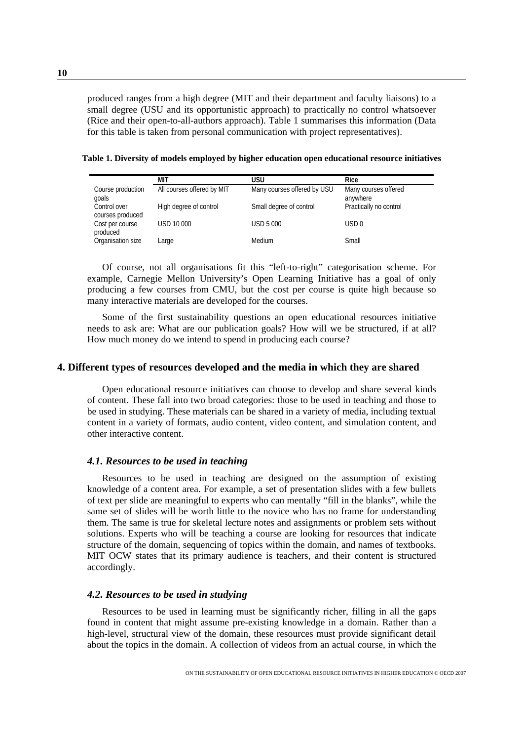produced ranges from a high degree (MIT and their department and faculty liaisons) to a small degree (USU and its opportunistic approach) to practically no control whatsoever (Rice and their open-to-all-authors approach). Table 1 summarises this information (Data for this table is taken from personal communication with project representatives).

**Table 1. Diversity of models employed by higher education open educational resource initiatives**

| | MIT | USU | Rice |
|---|---|---|---|
| Course production goals | All courses offered by MIT | Many courses offered by USU | Many courses offered anywhere |
| Control over courses produced | High degree of control | Small degree of control | Practically no control |
| Cost per course produced | USD 10 000 | USD 5 000 | USD 0 |
| Organisation size | Large | Medium | Small |

Of course, not all organisations fit this "left-to-right" categorisation scheme. For example, Carnegie Mellon University's Open Learning Initiative has a goal of only producing a few courses from CMU, but the cost per course is quite high because so many interactive materials are developed for the courses.

Some of the first sustainability questions an open educational resources initiative needs to ask are: What are our publication goals? How will we be structured, if at all? How much money do we intend to spend in producing each course?

## 4. Different types of resources developed and the media in which they are shared

Open educational resource initiatives can choose to develop and share several kinds of content. These fall into two broad categories: those to be used in teaching and those to be used in studying. These materials can be shared in a variety of media, including textual content in a variety of formats, audio content, video content, and simulation content, and other interactive content.

### *4.1. Resources to be used in teaching*

Resources to be used in teaching are designed on the assumption of existing knowledge of a content area. For example, a set of presentation slides with a few bullets of text per slide are meaningful to experts who can mentally "fill in the blanks", while the same set of slides will be worth little to the novice who has no frame for understanding them. The same is true for skeletal lecture notes and assignments or problem sets without solutions. Experts who will be teaching a course are looking for resources that indicate structure of the domain, sequencing of topics within the domain, and names of textbooks. MIT OCW states that its primary audience is teachers, and their content is structured accordingly.

### *4.2. Resources to be used in studying*

Resources to be used in learning must be significantly richer, filling in all the gaps found in content that might assume pre-existing knowledge in a domain. Rather than a high-level, structural view of the domain, these resources must provide significant detail about the topics in the domain. A collection of videos from an actual course, in which the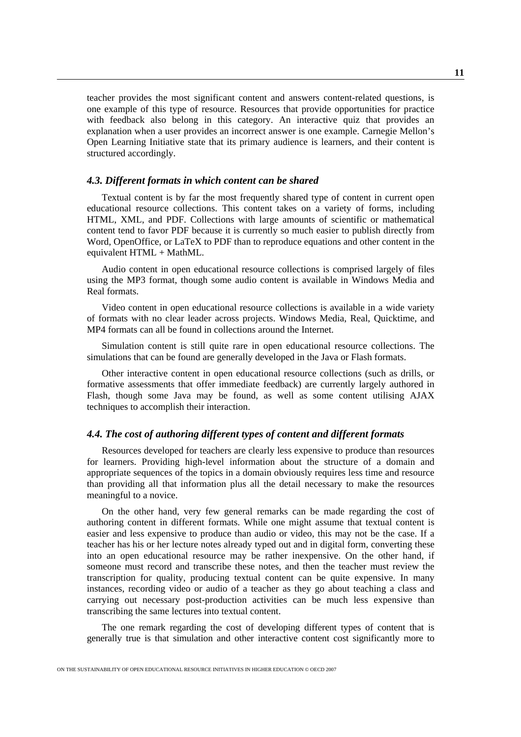teacher provides the most significant content and answers content-related questions, is one example of this type of resource. Resources that provide opportunities for practice with feedback also belong in this category. An interactive quiz that provides an explanation when a user provides an incorrect answer is one example. Carnegie Mellon's Open Learning Initiative state that its primary audience is learners, and their content is structured accordingly.

### *4.3. Different formats in which content can be shared*

Textual content is by far the most frequently shared type of content in current open educational resource collections. This content takes on a variety of forms, including HTML, XML, and PDF. Collections with large amounts of scientific or mathematical content tend to favor PDF because it is currently so much easier to publish directly from Word, OpenOffice, or LaTeX to PDF than to reproduce equations and other content in the equivalent HTML + MathML.

Audio content in open educational resource collections is comprised largely of files using the MP3 format, though some audio content is available in Windows Media and Real formats.

Video content in open educational resource collections is available in a wide variety of formats with no clear leader across projects. Windows Media, Real, Quicktime, and MP4 formats can all be found in collections around the Internet.

Simulation content is still quite rare in open educational resource collections. The simulations that can be found are generally developed in the Java or Flash formats.

Other interactive content in open educational resource collections (such as drills, or formative assessments that offer immediate feedback) are currently largely authored in Flash, though some Java may be found, as well as some content utilising AJAX techniques to accomplish their interaction.

### *4.4. The cost of authoring different types of content and different formats*

Resources developed for teachers are clearly less expensive to produce than resources for learners. Providing high-level information about the structure of a domain and appropriate sequences of the topics in a domain obviously requires less time and resource than providing all that information plus all the detail necessary to make the resources meaningful to a novice.

On the other hand, very few general remarks can be made regarding the cost of authoring content in different formats. While one might assume that textual content is easier and less expensive to produce than audio or video, this may not be the case. If a teacher has his or her lecture notes already typed out and in digital form, converting these into an open educational resource may be rather inexpensive. On the other hand, if someone must record and transcribe these notes, and then the teacher must review the transcription for quality, producing textual content can be quite expensive. In many instances, recording video or audio of a teacher as they go about teaching a class and carrying out necessary post-production activities can be much less expensive than transcribing the same lectures into textual content.

The one remark regarding the cost of developing different types of content that is generally true is that simulation and other interactive content cost significantly more to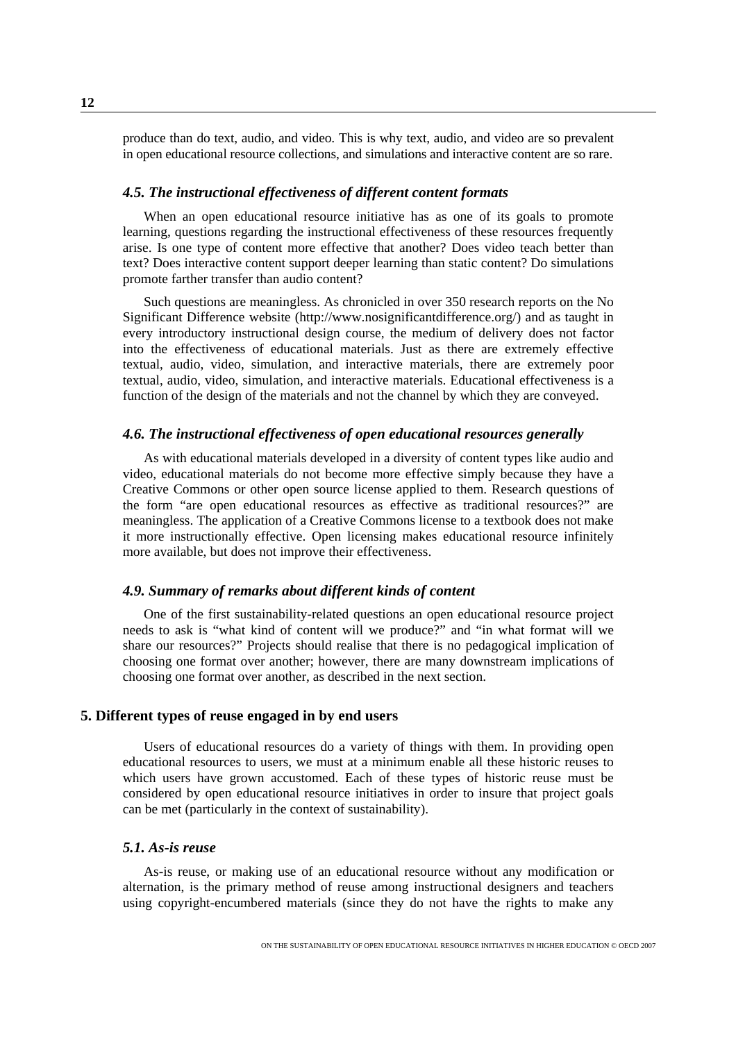produce than do text, audio, and video. This is why text, audio, and video are so prevalent in open educational resource collections, and simulations and interactive content are so rare.

### *4.5. The instructional effectiveness of different content formats*

When an open educational resource initiative has as one of its goals to promote learning, questions regarding the instructional effectiveness of these resources frequently arise. Is one type of content more effective that another? Does video teach better than text? Does interactive content support deeper learning than static content? Do simulations promote farther transfer than audio content?

Such questions are meaningless. As chronicled in over 350 research reports on the No Significant Difference website (http://www.nosignificantdifference.org/) and as taught in every introductory instructional design course, the medium of delivery does not factor into the effectiveness of educational materials. Just as there are extremely effective textual, audio, video, simulation, and interactive materials, there are extremely poor textual, audio, video, simulation, and interactive materials. Educational effectiveness is a function of the design of the materials and not the channel by which they are conveyed.

### *4.6. The instructional effectiveness of open educational resources generally*

As with educational materials developed in a diversity of content types like audio and video, educational materials do not become more effective simply because they have a Creative Commons or other open source license applied to them. Research questions of the form "are open educational resources as effective as traditional resources?" are meaningless. The application of a Creative Commons license to a textbook does not make it more instructionally effective. Open licensing makes educational resource infinitely more available, but does not improve their effectiveness.

### *4.9. Summary of remarks about different kinds of content*

One of the first sustainability-related questions an open educational resource project needs to ask is "what kind of content will we produce?" and "in what format will we share our resources?" Projects should realise that there is no pedagogical implication of choosing one format over another; however, there are many downstream implications of choosing one format over another, as described in the next section.

## 5. Different types of reuse engaged in by end users

Users of educational resources do a variety of things with them. In providing open educational resources to users, we must at a minimum enable all these historic reuses to which users have grown accustomed. Each of these types of historic reuse must be considered by open educational resource initiatives in order to insure that project goals can be met (particularly in the context of sustainability).

### *5.1. As-is reuse*

As-is reuse, or making use of an educational resource without any modification or alternation, is the primary method of reuse among instructional designers and teachers using copyright-encumbered materials (since they do not have the rights to make any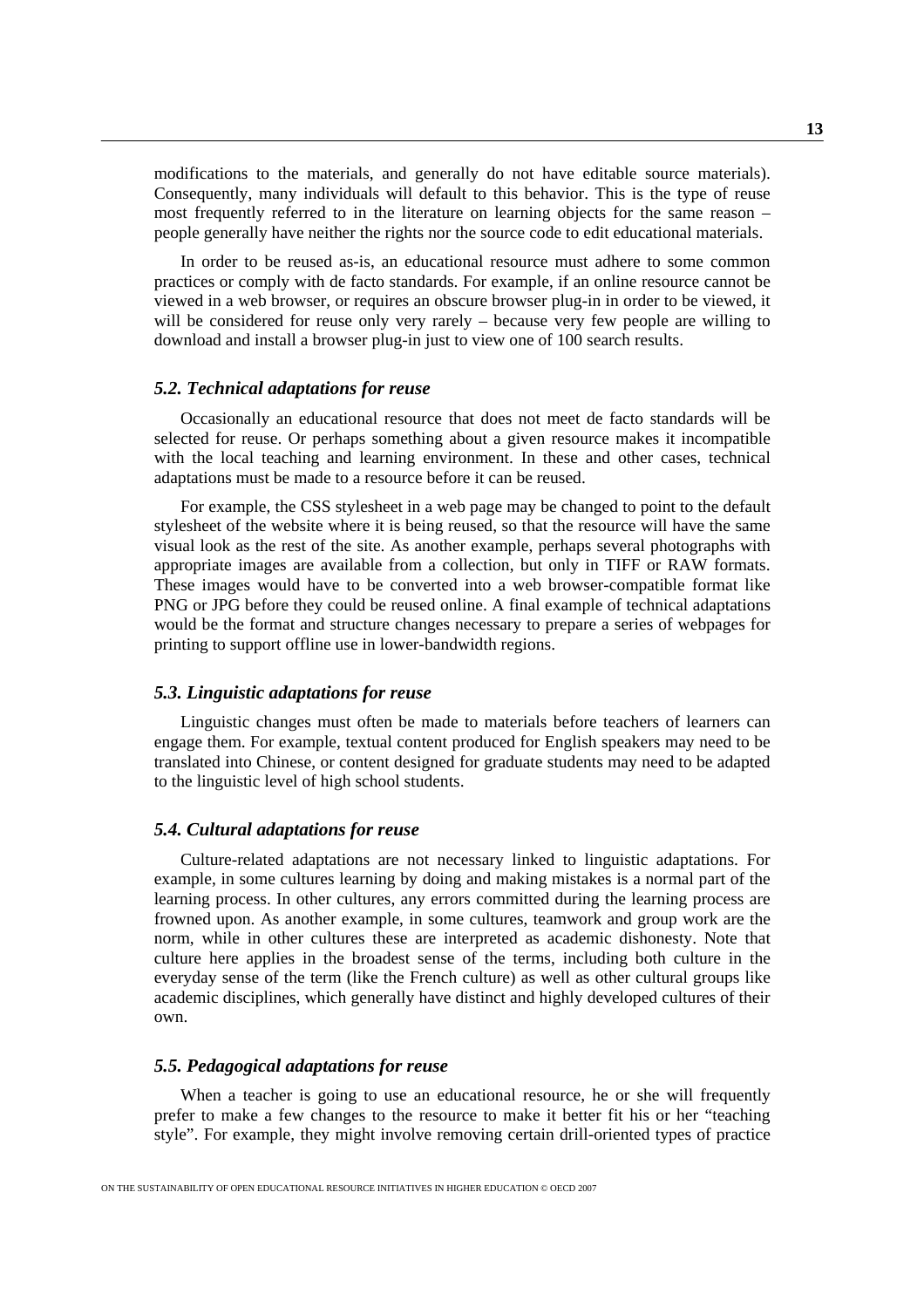modifications to the materials, and generally do not have editable source materials). Consequently, many individuals will default to this behavior. This is the type of reuse most frequently referred to in the literature on learning objects for the same reason – people generally have neither the rights nor the source code to edit educational materials.

In order to be reused as-is, an educational resource must adhere to some common practices or comply with de facto standards. For example, if an online resource cannot be viewed in a web browser, or requires an obscure browser plug-in in order to be viewed, it will be considered for reuse only very rarely – because very few people are willing to download and install a browser plug-in just to view one of 100 search results.

### *5.2. Technical adaptations for reuse*

Occasionally an educational resource that does not meet de facto standards will be selected for reuse. Or perhaps something about a given resource makes it incompatible with the local teaching and learning environment. In these and other cases, technical adaptations must be made to a resource before it can be reused.

For example, the CSS stylesheet in a web page may be changed to point to the default stylesheet of the website where it is being reused, so that the resource will have the same visual look as the rest of the site. As another example, perhaps several photographs with appropriate images are available from a collection, but only in TIFF or RAW formats. These images would have to be converted into a web browser-compatible format like PNG or JPG before they could be reused online. A final example of technical adaptations would be the format and structure changes necessary to prepare a series of webpages for printing to support offline use in lower-bandwidth regions.

### *5.3. Linguistic adaptations for reuse*

Linguistic changes must often be made to materials before teachers of learners can engage them. For example, textual content produced for English speakers may need to be translated into Chinese, or content designed for graduate students may need to be adapted to the linguistic level of high school students.

### *5.4. Cultural adaptations for reuse*

Culture-related adaptations are not necessary linked to linguistic adaptations. For example, in some cultures learning by doing and making mistakes is a normal part of the learning process. In other cultures, any errors committed during the learning process are frowned upon. As another example, in some cultures, teamwork and group work are the norm, while in other cultures these are interpreted as academic dishonesty. Note that culture here applies in the broadest sense of the terms, including both culture in the everyday sense of the term (like the French culture) as well as other cultural groups like academic disciplines, which generally have distinct and highly developed cultures of their own.

### *5.5. Pedagogical adaptations for reuse*

When a teacher is going to use an educational resource, he or she will frequently prefer to make a few changes to the resource to make it better fit his or her "teaching style". For example, they might involve removing certain drill-oriented types of practice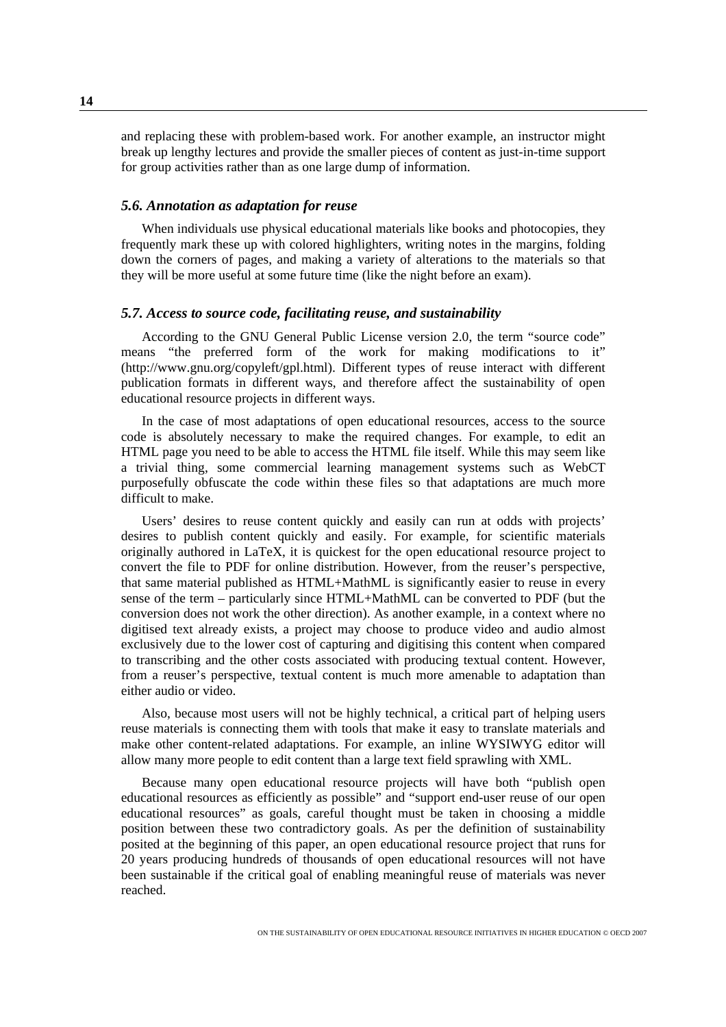and replacing these with problem-based work. For another example, an instructor might break up lengthy lectures and provide the smaller pieces of content as just-in-time support for group activities rather than as one large dump of information.

### *5.6. Annotation as adaptation for reuse*

When individuals use physical educational materials like books and photocopies, they frequently mark these up with colored highlighters, writing notes in the margins, folding down the corners of pages, and making a variety of alterations to the materials so that they will be more useful at some future time (like the night before an exam).

### *5.7. Access to source code, facilitating reuse, and sustainability*

According to the GNU General Public License version 2.0, the term "source code" means "the preferred form of the work for making modifications to it" (http://www.gnu.org/copyleft/gpl.html). Different types of reuse interact with different publication formats in different ways, and therefore affect the sustainability of open educational resource projects in different ways.

In the case of most adaptations of open educational resources, access to the source code is absolutely necessary to make the required changes. For example, to edit an HTML page you need to be able to access the HTML file itself. While this may seem like a trivial thing, some commercial learning management systems such as WebCT purposefully obfuscate the code within these files so that adaptations are much more difficult to make.

Users' desires to reuse content quickly and easily can run at odds with projects' desires to publish content quickly and easily. For example, for scientific materials originally authored in LaTeX, it is quickest for the open educational resource project to convert the file to PDF for online distribution. However, from the reuser's perspective, that same material published as HTML+MathML is significantly easier to reuse in every sense of the term – particularly since HTML+MathML can be converted to PDF (but the conversion does not work the other direction). As another example, in a context where no digitised text already exists, a project may choose to produce video and audio almost exclusively due to the lower cost of capturing and digitising this content when compared to transcribing and the other costs associated with producing textual content. However, from a reuser's perspective, textual content is much more amenable to adaptation than either audio or video.

Also, because most users will not be highly technical, a critical part of helping users reuse materials is connecting them with tools that make it easy to translate materials and make other content-related adaptations. For example, an inline WYSIWYG editor will allow many more people to edit content than a large text field sprawling with XML.

Because many open educational resource projects will have both "publish open educational resources as efficiently as possible" and "support end-user reuse of our open educational resources" as goals, careful thought must be taken in choosing a middle position between these two contradictory goals. As per the definition of sustainability posited at the beginning of this paper, an open educational resource project that runs for 20 years producing hundreds of thousands of open educational resources will not have been sustainable if the critical goal of enabling meaningful reuse of materials was never reached.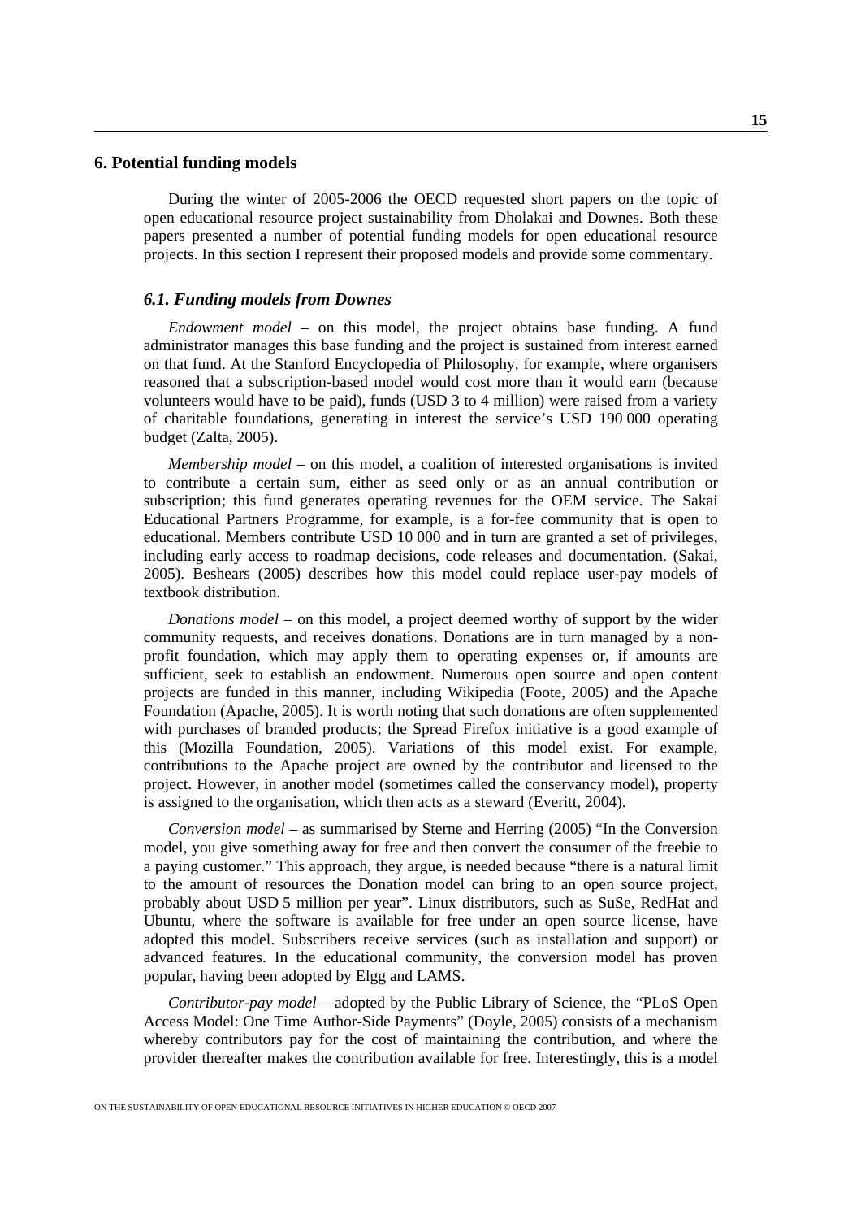## 6. Potential funding models

During the winter of 2005-2006 the OECD requested short papers on the topic of open educational resource project sustainability from Dholakai and Downes. Both these papers presented a number of potential funding models for open educational resource projects. In this section I represent their proposed models and provide some commentary.

### *6.1. Funding models from Downes*

*Endowment model* – on this model, the project obtains base funding. A fund administrator manages this base funding and the project is sustained from interest earned on that fund. At the Stanford Encyclopedia of Philosophy, for example, where organisers reasoned that a subscription-based model would cost more than it would earn (because volunteers would have to be paid), funds (USD 3 to 4 million) were raised from a variety of charitable foundations, generating in interest the service's USD 190 000 operating budget (Zalta, 2005).

*Membership model* – on this model, a coalition of interested organisations is invited to contribute a certain sum, either as seed only or as an annual contribution or subscription; this fund generates operating revenues for the OEM service. The Sakai Educational Partners Programme, for example, is a for-fee community that is open to educational. Members contribute USD 10 000 and in turn are granted a set of privileges, including early access to roadmap decisions, code releases and documentation. (Sakai, 2005). Beshears (2005) describes how this model could replace user-pay models of textbook distribution.

*Donations model* – on this model, a project deemed worthy of support by the wider community requests, and receives donations. Donations are in turn managed by a non-profit foundation, which may apply them to operating expenses or, if amounts are sufficient, seek to establish an endowment. Numerous open source and open content projects are funded in this manner, including Wikipedia (Foote, 2005) and the Apache Foundation (Apache, 2005). It is worth noting that such donations are often supplemented with purchases of branded products; the Spread Firefox initiative is a good example of this (Mozilla Foundation, 2005). Variations of this model exist. For example, contributions to the Apache project are owned by the contributor and licensed to the project. However, in another model (sometimes called the conservancy model), property is assigned to the organisation, which then acts as a steward (Everitt, 2004).

*Conversion model* – as summarised by Sterne and Herring (2005) "In the Conversion model, you give something away for free and then convert the consumer of the freebie to a paying customer." This approach, they argue, is needed because "there is a natural limit to the amount of resources the Donation model can bring to an open source project, probably about USD 5 million per year". Linux distributors, such as SuSe, RedHat and Ubuntu, where the software is available for free under an open source license, have adopted this model. Subscribers receive services (such as installation and support) or advanced features. In the educational community, the conversion model has proven popular, having been adopted by Elgg and LAMS.

*Contributor-pay model* – adopted by the Public Library of Science, the "PLoS Open Access Model: One Time Author-Side Payments" (Doyle, 2005) consists of a mechanism whereby contributors pay for the cost of maintaining the contribution, and where the provider thereafter makes the contribution available for free. Interestingly, this is a model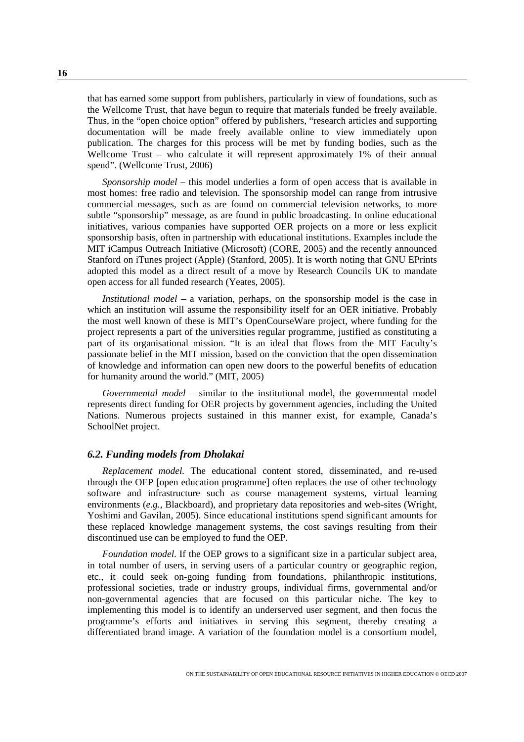that has earned some support from publishers, particularly in view of foundations, such as the Wellcome Trust, that have begun to require that materials funded be freely available. Thus, in the "open choice option" offered by publishers, "research articles and supporting documentation will be made freely available online to view immediately upon publication. The charges for this process will be met by funding bodies, such as the Wellcome Trust – who calculate it will represent approximately 1% of their annual spend". (Wellcome Trust, 2006)

*Sponsorship model* – this model underlies a form of open access that is available in most homes: free radio and television. The sponsorship model can range from intrusive commercial messages, such as are found on commercial television networks, to more subtle "sponsorship" message, as are found in public broadcasting. In online educational initiatives, various companies have supported OER projects on a more or less explicit sponsorship basis, often in partnership with educational institutions. Examples include the MIT iCampus Outreach Initiative (Microsoft) (CORE, 2005) and the recently announced Stanford on iTunes project (Apple) (Stanford, 2005). It is worth noting that GNU EPrints adopted this model as a direct result of a move by Research Councils UK to mandate open access for all funded research (Yeates, 2005).

*Institutional model* – a variation, perhaps, on the sponsorship model is the case in which an institution will assume the responsibility itself for an OER initiative. Probably the most well known of these is MIT's OpenCourseWare project, where funding for the project represents a part of the universities regular programme, justified as constituting a part of its organisational mission. "It is an ideal that flows from the MIT Faculty's passionate belief in the MIT mission, based on the conviction that the open dissemination of knowledge and information can open new doors to the powerful benefits of education for humanity around the world." (MIT, 2005)

*Governmental model* – similar to the institutional model, the governmental model represents direct funding for OER projects by government agencies, including the United Nations. Numerous projects sustained in this manner exist, for example, Canada's SchoolNet project.

### *6.2. Funding models from Dholakai*

*Replacement model.* The educational content stored, disseminated, and re-used through the OEP [open education programme] often replaces the use of other technology software and infrastructure such as course management systems, virtual learning environments (*e.g.*, Blackboard), and proprietary data repositories and web-sites (Wright, Yoshimi and Gavilan, 2005). Since educational institutions spend significant amounts for these replaced knowledge management systems, the cost savings resulting from their discontinued use can be employed to fund the OEP.

*Foundation model*. If the OEP grows to a significant size in a particular subject area, in total number of users, in serving users of a particular country or geographic region, etc., it could seek on-going funding from foundations, philanthropic institutions, professional societies, trade or industry groups, individual firms, governmental and/or non-governmental agencies that are focused on this particular niche. The key to implementing this model is to identify an underserved user segment, and then focus the programme's efforts and initiatives in serving this segment, thereby creating a differentiated brand image. A variation of the foundation model is a consortium model,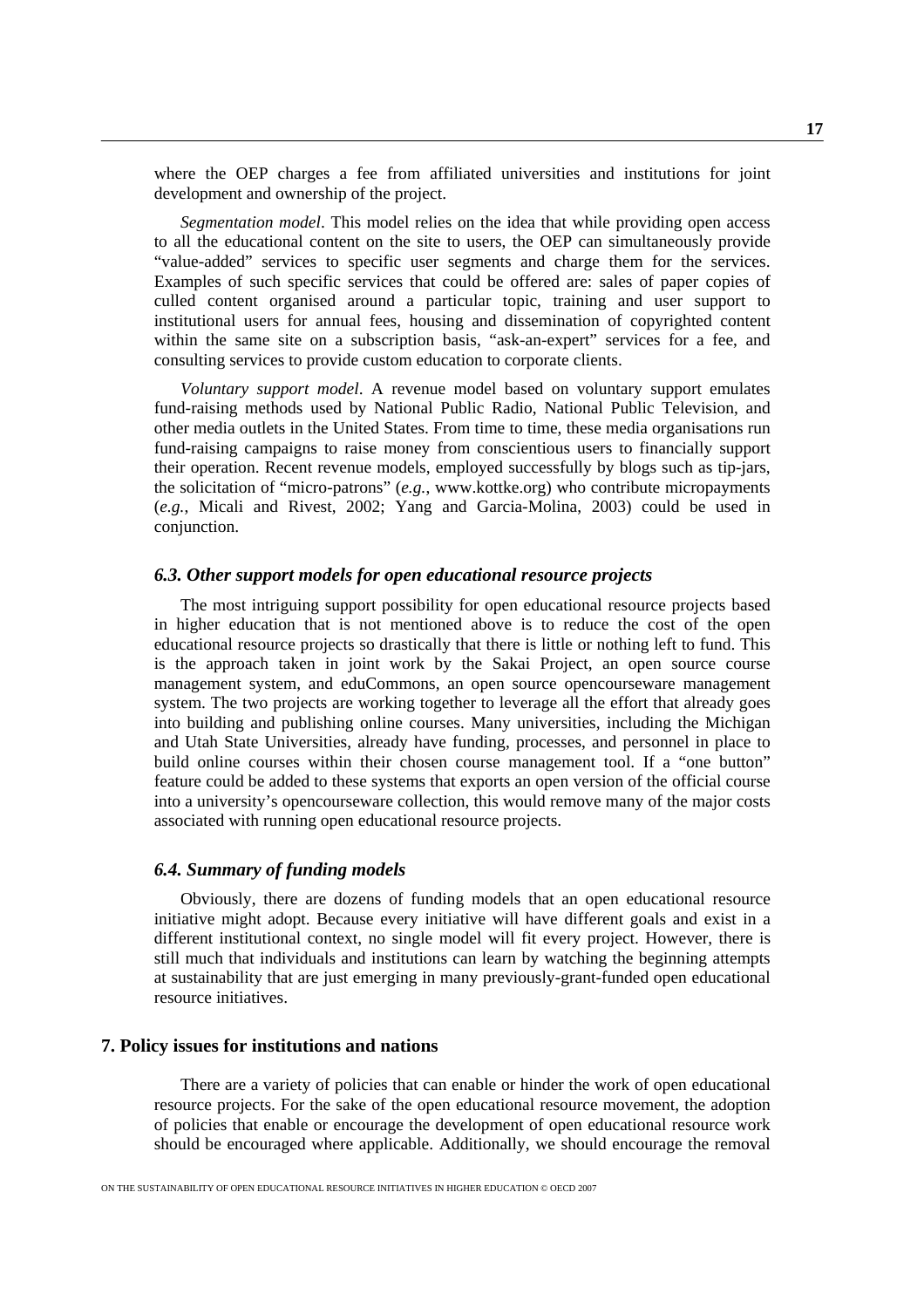where the OEP charges a fee from affiliated universities and institutions for joint development and ownership of the project.

*Segmentation model*. This model relies on the idea that while providing open access to all the educational content on the site to users, the OEP can simultaneously provide "value-added" services to specific user segments and charge them for the services. Examples of such specific services that could be offered are: sales of paper copies of culled content organised around a particular topic, training and user support to institutional users for annual fees, housing and dissemination of copyrighted content within the same site on a subscription basis, "ask-an-expert" services for a fee, and consulting services to provide custom education to corporate clients.

*Voluntary support model*. A revenue model based on voluntary support emulates fund-raising methods used by National Public Radio, National Public Television, and other media outlets in the United States. From time to time, these media organisations run fund-raising campaigns to raise money from conscientious users to financially support their operation. Recent revenue models, employed successfully by blogs such as tip-jars, the solicitation of "micro-patrons" (*e.g.*, www.kottke.org) who contribute micropayments (*e.g.*, Micali and Rivest, 2002; Yang and Garcia-Molina, 2003) could be used in conjunction.

### *6.3. Other support models for open educational resource projects*

The most intriguing support possibility for open educational resource projects based in higher education that is not mentioned above is to reduce the cost of the open educational resource projects so drastically that there is little or nothing left to fund. This is the approach taken in joint work by the Sakai Project, an open source course management system, and eduCommons, an open source opencourseware management system. The two projects are working together to leverage all the effort that already goes into building and publishing online courses. Many universities, including the Michigan and Utah State Universities, already have funding, processes, and personnel in place to build online courses within their chosen course management tool. If a "one button" feature could be added to these systems that exports an open version of the official course into a university's opencourseware collection, this would remove many of the major costs associated with running open educational resource projects.

### *6.4. Summary of funding models*

Obviously, there are dozens of funding models that an open educational resource initiative might adopt. Because every initiative will have different goals and exist in a different institutional context, no single model will fit every project. However, there is still much that individuals and institutions can learn by watching the beginning attempts at sustainability that are just emerging in many previously-grant-funded open educational resource initiatives.

## 7. Policy issues for institutions and nations

There are a variety of policies that can enable or hinder the work of open educational resource projects. For the sake of the open educational resource movement, the adoption of policies that enable or encourage the development of open educational resource work should be encouraged where applicable. Additionally, we should encourage the removal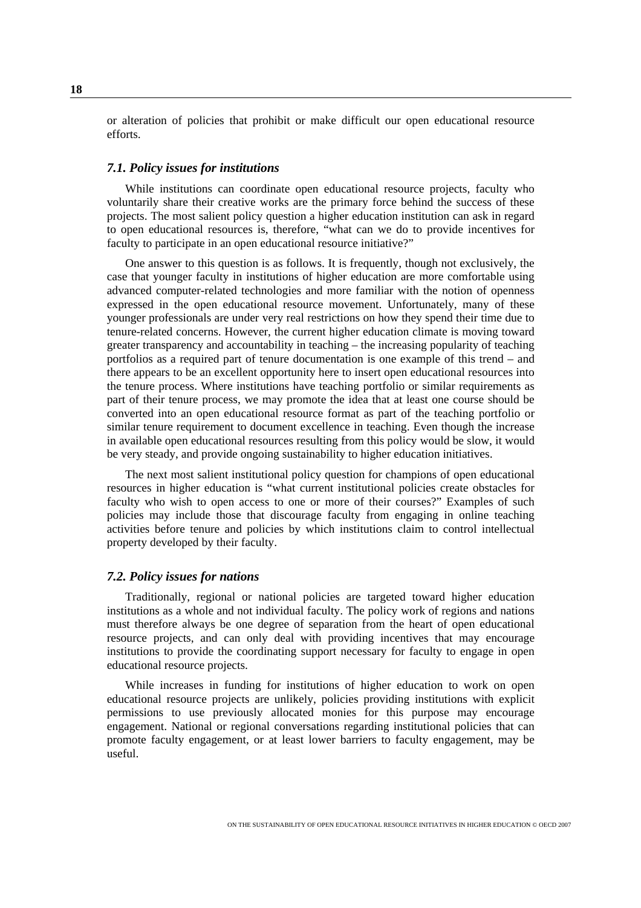or alteration of policies that prohibit or make difficult our open educational resource efforts.

### *7.1. Policy issues for institutions*

While institutions can coordinate open educational resource projects, faculty who voluntarily share their creative works are the primary force behind the success of these projects. The most salient policy question a higher education institution can ask in regard to open educational resources is, therefore, "what can we do to provide incentives for faculty to participate in an open educational resource initiative?"

One answer to this question is as follows. It is frequently, though not exclusively, the case that younger faculty in institutions of higher education are more comfortable using advanced computer-related technologies and more familiar with the notion of openness expressed in the open educational resource movement. Unfortunately, many of these younger professionals are under very real restrictions on how they spend their time due to tenure-related concerns. However, the current higher education climate is moving toward greater transparency and accountability in teaching – the increasing popularity of teaching portfolios as a required part of tenure documentation is one example of this trend – and there appears to be an excellent opportunity here to insert open educational resources into the tenure process. Where institutions have teaching portfolio or similar requirements as part of their tenure process, we may promote the idea that at least one course should be converted into an open educational resource format as part of the teaching portfolio or similar tenure requirement to document excellence in teaching. Even though the increase in available open educational resources resulting from this policy would be slow, it would be very steady, and provide ongoing sustainability to higher education initiatives.

The next most salient institutional policy question for champions of open educational resources in higher education is "what current institutional policies create obstacles for faculty who wish to open access to one or more of their courses?" Examples of such policies may include those that discourage faculty from engaging in online teaching activities before tenure and policies by which institutions claim to control intellectual property developed by their faculty.

### *7.2. Policy issues for nations*

Traditionally, regional or national policies are targeted toward higher education institutions as a whole and not individual faculty. The policy work of regions and nations must therefore always be one degree of separation from the heart of open educational resource projects, and can only deal with providing incentives that may encourage institutions to provide the coordinating support necessary for faculty to engage in open educational resource projects.

While increases in funding for institutions of higher education to work on open educational resource projects are unlikely, policies providing institutions with explicit permissions to use previously allocated monies for this purpose may encourage engagement. National or regional conversations regarding institutional policies that can promote faculty engagement, or at least lower barriers to faculty engagement, may be useful.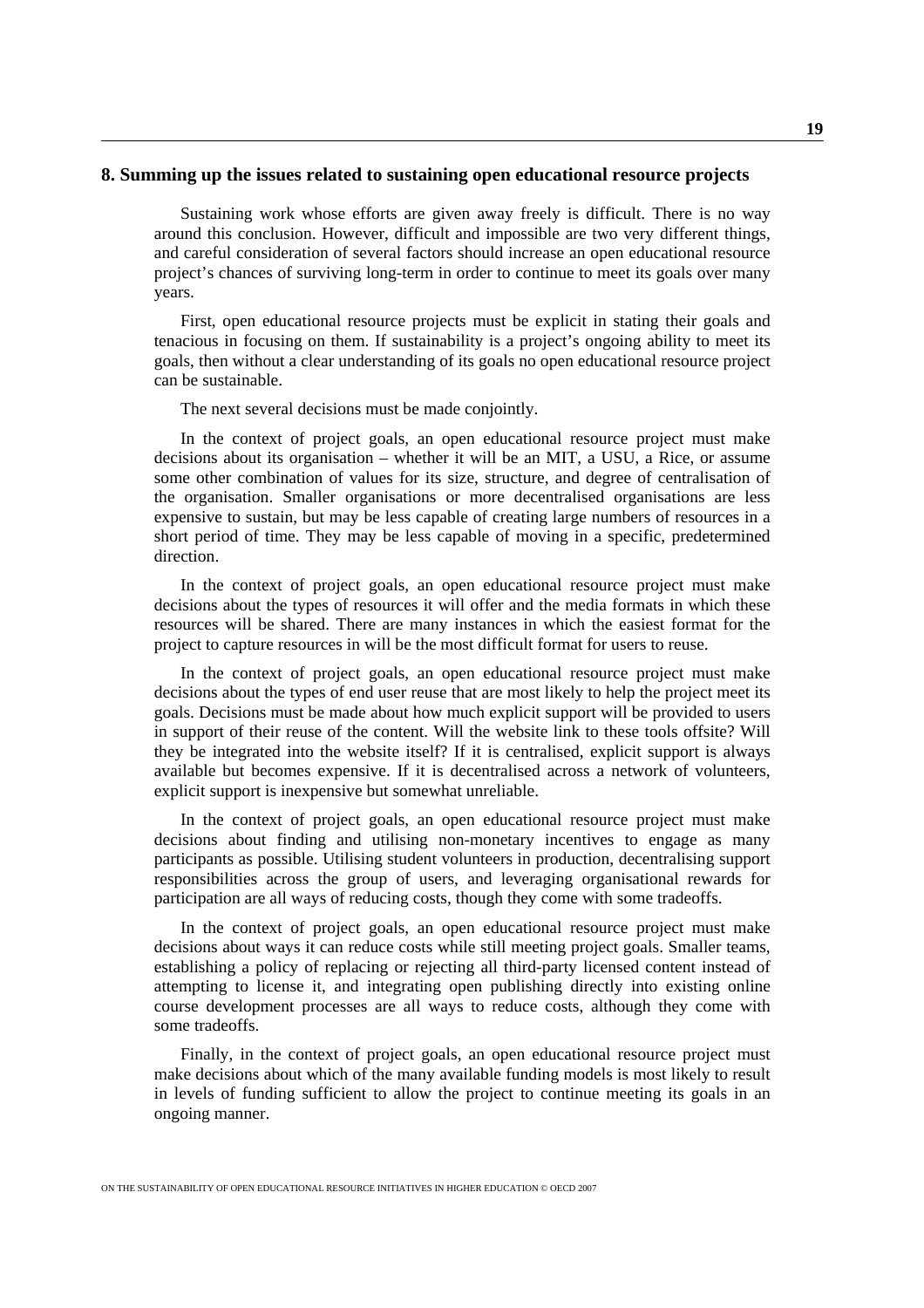## 8. Summing up the issues related to sustaining open educational resource projects

Sustaining work whose efforts are given away freely is difficult. There is no way around this conclusion. However, difficult and impossible are two very different things, and careful consideration of several factors should increase an open educational resource project's chances of surviving long-term in order to continue to meet its goals over many years.

First, open educational resource projects must be explicit in stating their goals and tenacious in focusing on them. If sustainability is a project's ongoing ability to meet its goals, then without a clear understanding of its goals no open educational resource project can be sustainable.

The next several decisions must be made conjointly.

In the context of project goals, an open educational resource project must make decisions about its organisation – whether it will be an MIT, a USU, a Rice, or assume some other combination of values for its size, structure, and degree of centralisation of the organisation. Smaller organisations or more decentralised organisations are less expensive to sustain, but may be less capable of creating large numbers of resources in a short period of time. They may be less capable of moving in a specific, predetermined direction.

In the context of project goals, an open educational resource project must make decisions about the types of resources it will offer and the media formats in which these resources will be shared. There are many instances in which the easiest format for the project to capture resources in will be the most difficult format for users to reuse.

In the context of project goals, an open educational resource project must make decisions about the types of end user reuse that are most likely to help the project meet its goals. Decisions must be made about how much explicit support will be provided to users in support of their reuse of the content. Will the website link to these tools offsite? Will they be integrated into the website itself? If it is centralised, explicit support is always available but becomes expensive. If it is decentralised across a network of volunteers, explicit support is inexpensive but somewhat unreliable.

In the context of project goals, an open educational resource project must make decisions about finding and utilising non-monetary incentives to engage as many participants as possible. Utilising student volunteers in production, decentralising support responsibilities across the group of users, and leveraging organisational rewards for participation are all ways of reducing costs, though they come with some tradeoffs.

In the context of project goals, an open educational resource project must make decisions about ways it can reduce costs while still meeting project goals. Smaller teams, establishing a policy of replacing or rejecting all third-party licensed content instead of attempting to license it, and integrating open publishing directly into existing online course development processes are all ways to reduce costs, although they come with some tradeoffs.

Finally, in the context of project goals, an open educational resource project must make decisions about which of the many available funding models is most likely to result in levels of funding sufficient to allow the project to continue meeting its goals in an ongoing manner.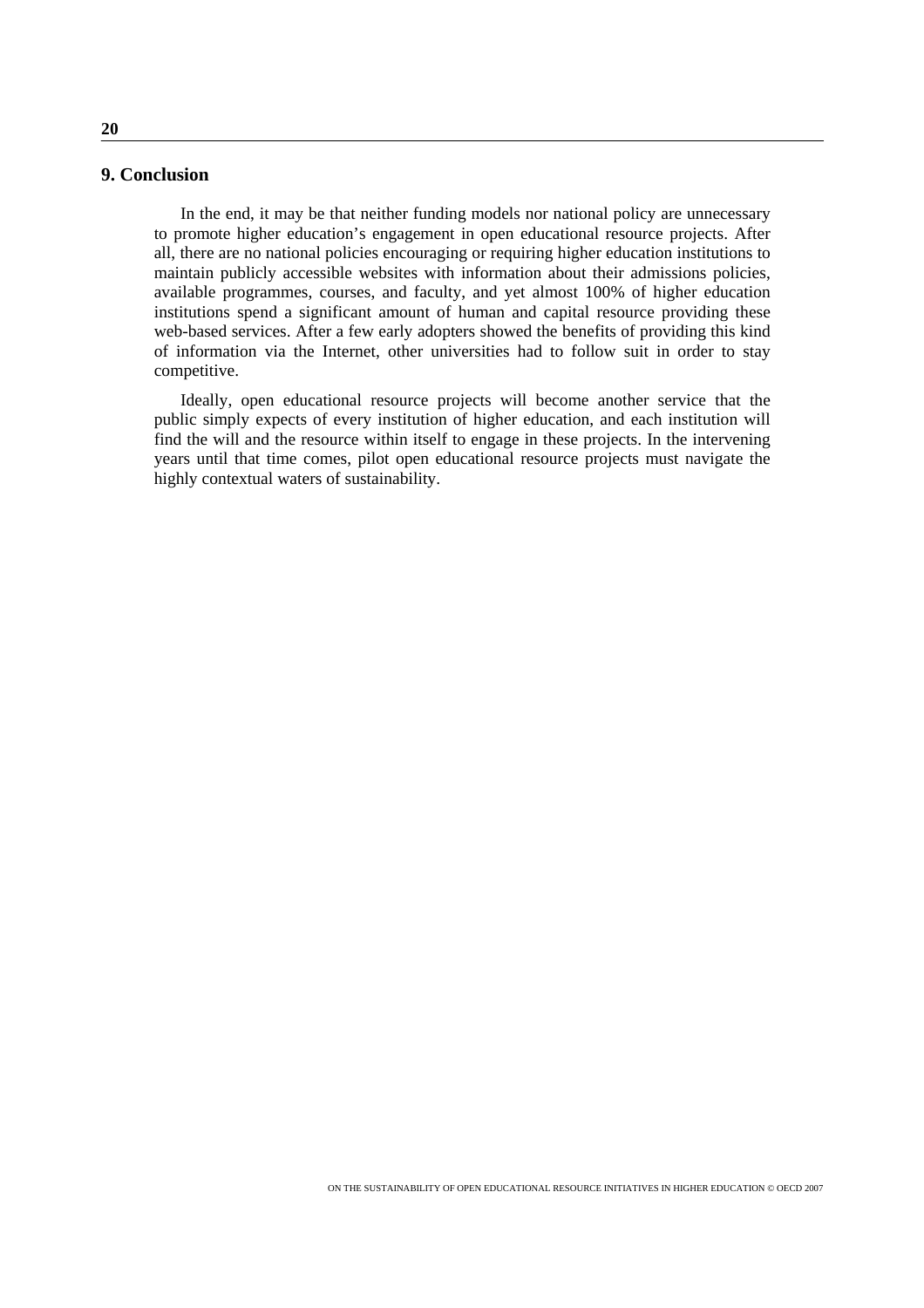## 9. Conclusion

In the end, it may be that neither funding models nor national policy are unnecessary to promote higher education's engagement in open educational resource projects. After all, there are no national policies encouraging or requiring higher education institutions to maintain publicly accessible websites with information about their admissions policies, available programmes, courses, and faculty, and yet almost 100% of higher education institutions spend a significant amount of human and capital resource providing these web-based services. After a few early adopters showed the benefits of providing this kind of information via the Internet, other universities had to follow suit in order to stay competitive.

Ideally, open educational resource projects will become another service that the public simply expects of every institution of higher education, and each institution will find the will and the resource within itself to engage in these projects. In the intervening years until that time comes, pilot open educational resource projects must navigate the highly contextual waters of sustainability.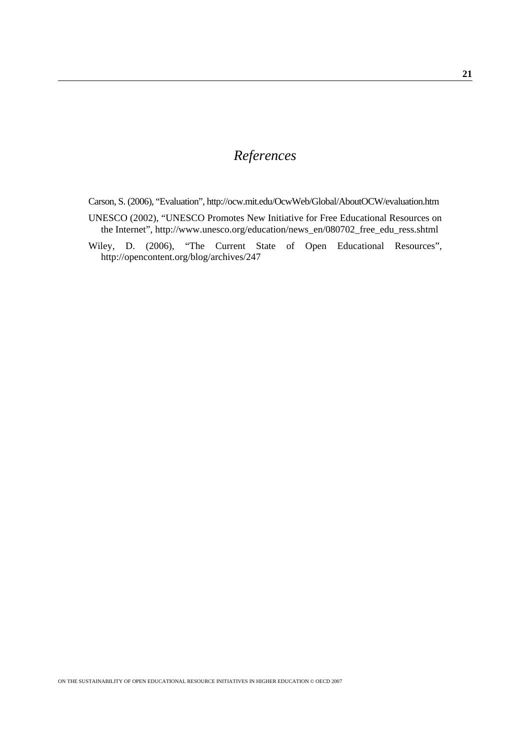# *References*

Carson, S. (2006), "Evaluation", http://ocw.mit.edu/OcwWeb/Global/AboutOCW/evaluation.htm

UNESCO (2002), "UNESCO Promotes New Initiative for Free Educational Resources on the Internet", http://www.unesco.org/education/news_en/080702_free_edu_ress.shtml

Wiley, D. (2006), "The Current State of Open Educational Resources", http://opencontent.org/blog/archives/247